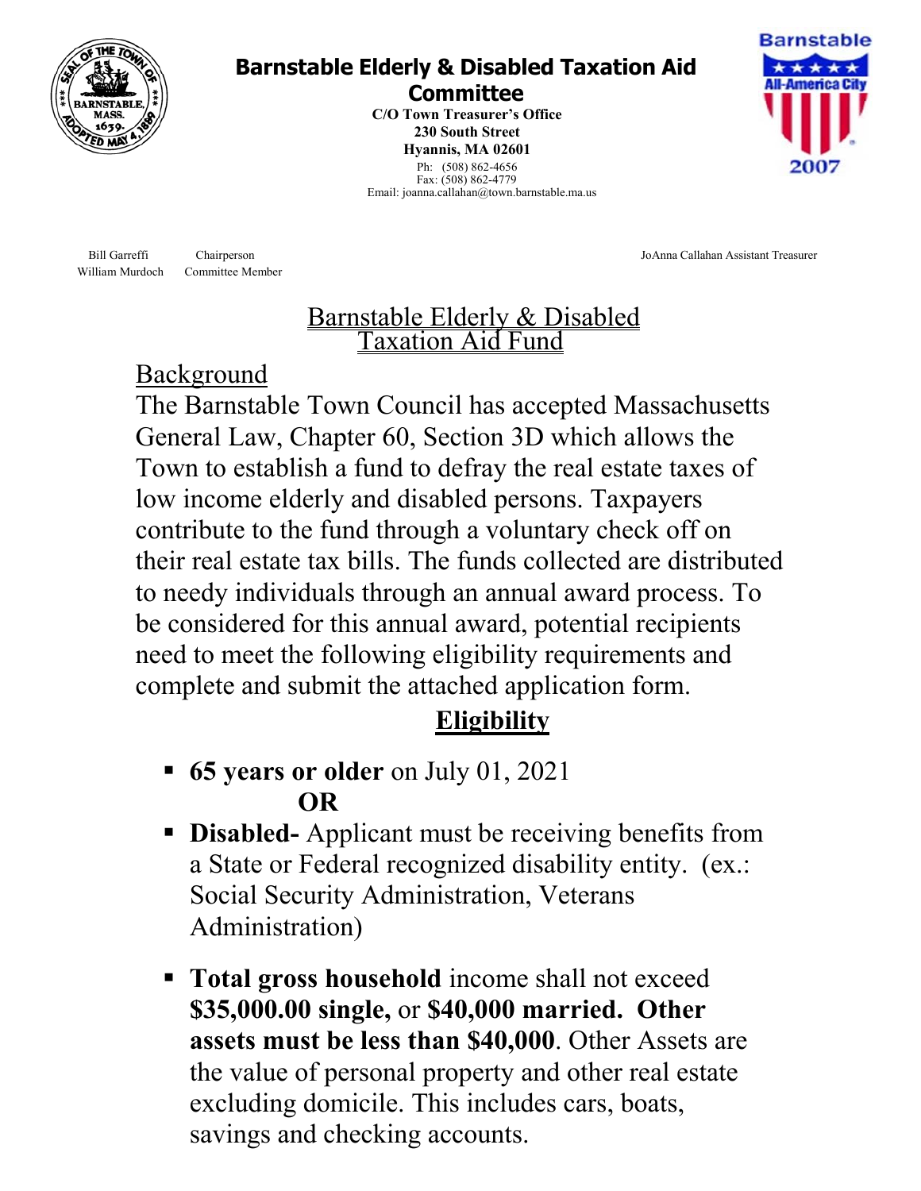# Barnstable Elderly & Disabled Taxation Aid Committee

**C/O Town Treasurer's Office**
**230 South Street**
**Hyannis, MA 02601**
Ph: (508) 862-4656
Fax: (508) 862-4779
Email: joanna.callahan@town.barnstable.ma.us

Bill Garreffi Chairperson
William Murdoch Committee Member

JoAnna Callahan Assistant Treasurer

## Barnstable Elderly & Disabled Taxation Aid Fund

### Background

The Barnstable Town Council has accepted Massachusetts General Law, Chapter 60, Section 3D which allows the Town to establish a fund to defray the real estate taxes of low income elderly and disabled persons. Taxpayers contribute to the fund through a voluntary check off on their real estate tax bills. The funds collected are distributed to needy individuals through an annual award process. To be considered for this annual award, potential recipients need to meet the following eligibility requirements and complete and submit the attached application form.

### Eligibility

- **65 years or older** on July 01, 2021

  **OR**

- **Disabled-** Applicant must be receiving benefits from a State or Federal recognized disability entity. (ex.: Social Security Administration, Veterans Administration)

- **Total gross household** income shall not exceed **$35,000.00 single,** or **$40,000 married. Other assets must be less than $40,000**. Other Assets are the value of personal property and other real estate excluding domicile. This includes cars, boats, savings and checking accounts.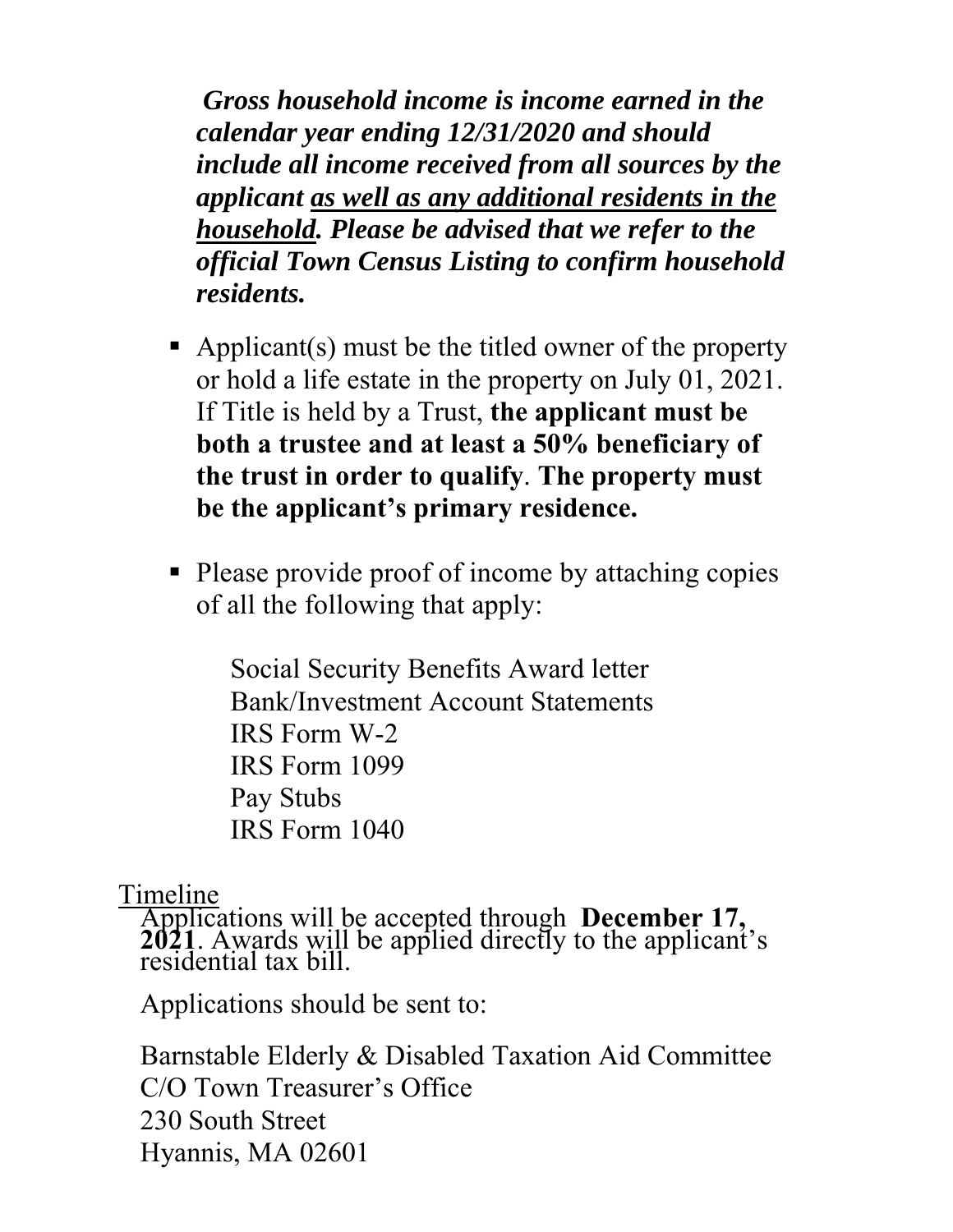***Gross household income is income earned in the calendar year ending 12/31/2020 and should include all income received from all sources by the applicant <u>as well as any additional residents in the household</u>. Please be advised that we refer to the official Town Census Listing to confirm household residents.***

- Applicant(s) must be the titled owner of the property or hold a life estate in the property on July 01, 2021. If Title is held by a Trust, **the applicant must be both a trustee and at least a 50% beneficiary of the trust in order to qualify**. **The property must be the applicant's primary residence.**

- Please provide proof of income by attaching copies of all the following that apply:

  Social Security Benefits Award letter
  Bank/Investment Account Statements
  IRS Form W-2
  IRS Form 1099
  Pay Stubs
  IRS Form 1040

<u>Timeline</u>

Applications will be accepted through **December 17, 2021**. Awards will be applied directly to the applicant's residential tax bill.

Applications should be sent to:

Barnstable Elderly & Disabled Taxation Aid Committee
C/O Town Treasurer's Office
230 South Street
Hyannis, MA 02601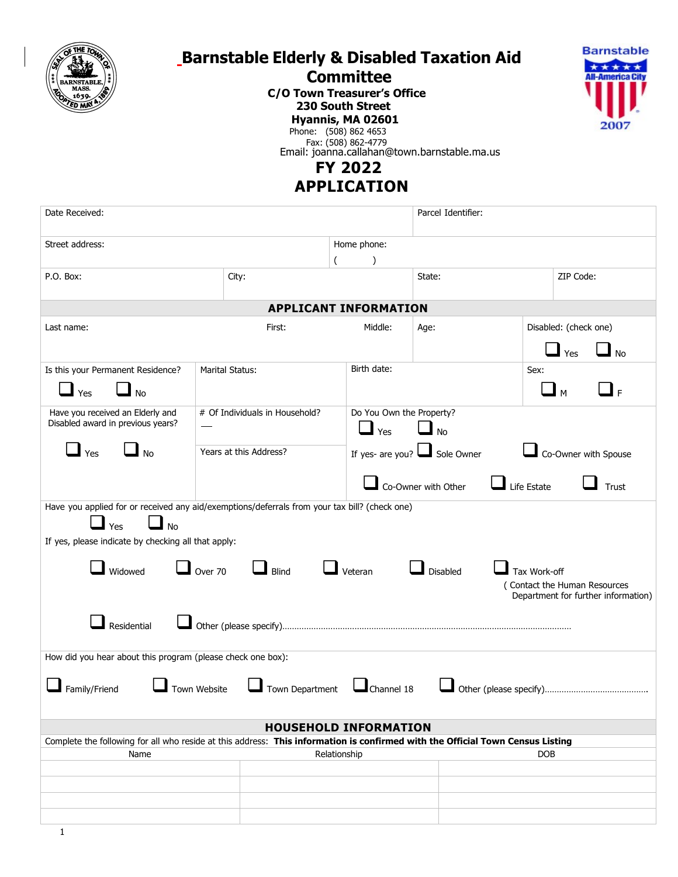# Barnstable Elderly & Disabled Taxation Aid Committee

**C/O Town Treasurer's Office**
**230 South Street**
**Hyannis, MA 02601**
Phone: (508) 862 4653
Fax: (508) 862-4779
Email: joanna.callahan@town.barnstable.ma.us

## FY 2022
## APPLICATION

| Date Received: | Parcel Identifier: |
|---|---|

| Street address: | Home phone: ( ) |
|---|---|

| P.O. Box: | City: | State: | ZIP Code: |
|---|---|---|---|

### APPLICANT INFORMATION

| Last name: | First: | Middle: | Age: | Disabled: (check one) ☐ Yes ☐ No |
|---|---|---|---|---|

| Is this your Permanent Residence? ☐ Yes ☐ No | Marital Status: | Birth date: | Sex: ☐ M ☐ F |
|---|---|---|---|

| Have you received an Elderly and Disabled award in previous years? ☐ Yes ☐ No | # Of Individuals in Household? ___ | Do You Own the Property? ☐ Yes ☐ No |
|---|---|---|
| | Years at this Address? | If yes- are you? ☐ Sole Owner ☐ Co-Owner with Spouse ☐ Co-Owner with Other ☐ Life Estate ☐ Trust |

Have you applied for or received any aid/exemptions/deferrals from your tax bill? (check one)

☐ Yes ☐ No

If yes, please indicate by checking all that apply:

☐ Widowed ☐ Over 70 ☐ Blind ☐ Veteran ☐ Disabled ☐ Tax Work-off ( Contact the Human Resources Department for further information)

☐ Residential ☐ Other (please specify)..........................................................................................................

How did you hear about this program (please check one box):

☐ Family/Friend ☐ Town Website ☐ Town Department ☐ Channel 18 ☐ Other (please specify)...........................................

### HOUSEHOLD INFORMATION

Complete the following for all who reside at this address: **This information is confirmed with the Official Town Census Listing**

| Name | Relationship | DOB |
|---|---|---|
| | | |
| | | |
| | | |
| | | |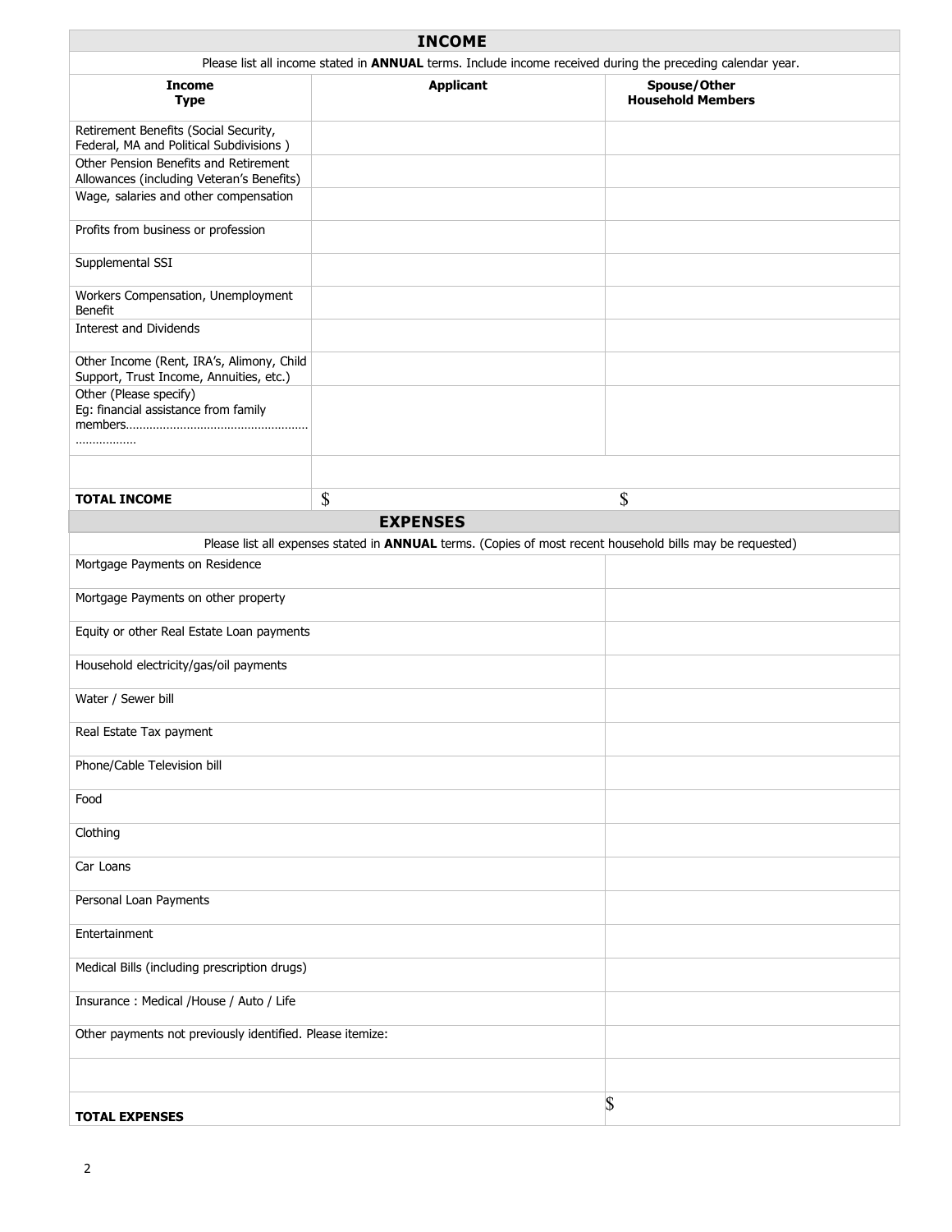## INCOME

Please list all income stated in **ANNUAL** terms. Include income received during the preceding calendar year.

| Income Type | Applicant | Spouse/Other Household Members |
|---|---|---|
| Retirement Benefits (Social Security, Federal, MA and Political Subdivisions ) | | |
| Other Pension Benefits and Retirement Allowances (including Veteran's Benefits) | | |
| Wage, salaries and other compensation | | |
| Profits from business or profession | | |
| Supplemental SSI | | |
| Workers Compensation, Unemployment Benefit | | |
| Interest and Dividends | | |
| Other Income (Rent, IRA's, Alimony, Child Support, Trust Income, Annuities, etc.) | | |
| Other (Please specify) Eg: financial assistance from family members……………………………………………………………… | | |
| | | |
| **TOTAL INCOME** | $ | $ |

## EXPENSES

Please list all expenses stated in **ANNUAL** terms. (Copies of most recent household bills may be requested)

| | |
|---|---|
| Mortgage Payments on Residence | |
| Mortgage Payments on other property | |
| Equity or other Real Estate Loan payments | |
| Household electricity/gas/oil payments | |
| Water / Sewer bill | |
| Real Estate Tax payment | |
| Phone/Cable Television bill | |
| Food | |
| Clothing | |
| Car Loans | |
| Personal Loan Payments | |
| Entertainment | |
| Medical Bills (including prescription drugs) | |
| Insurance : Medical /House / Auto / Life | |
| Other payments not previously identified. Please itemize: | |
| | |
| **TOTAL EXPENSES** | $ |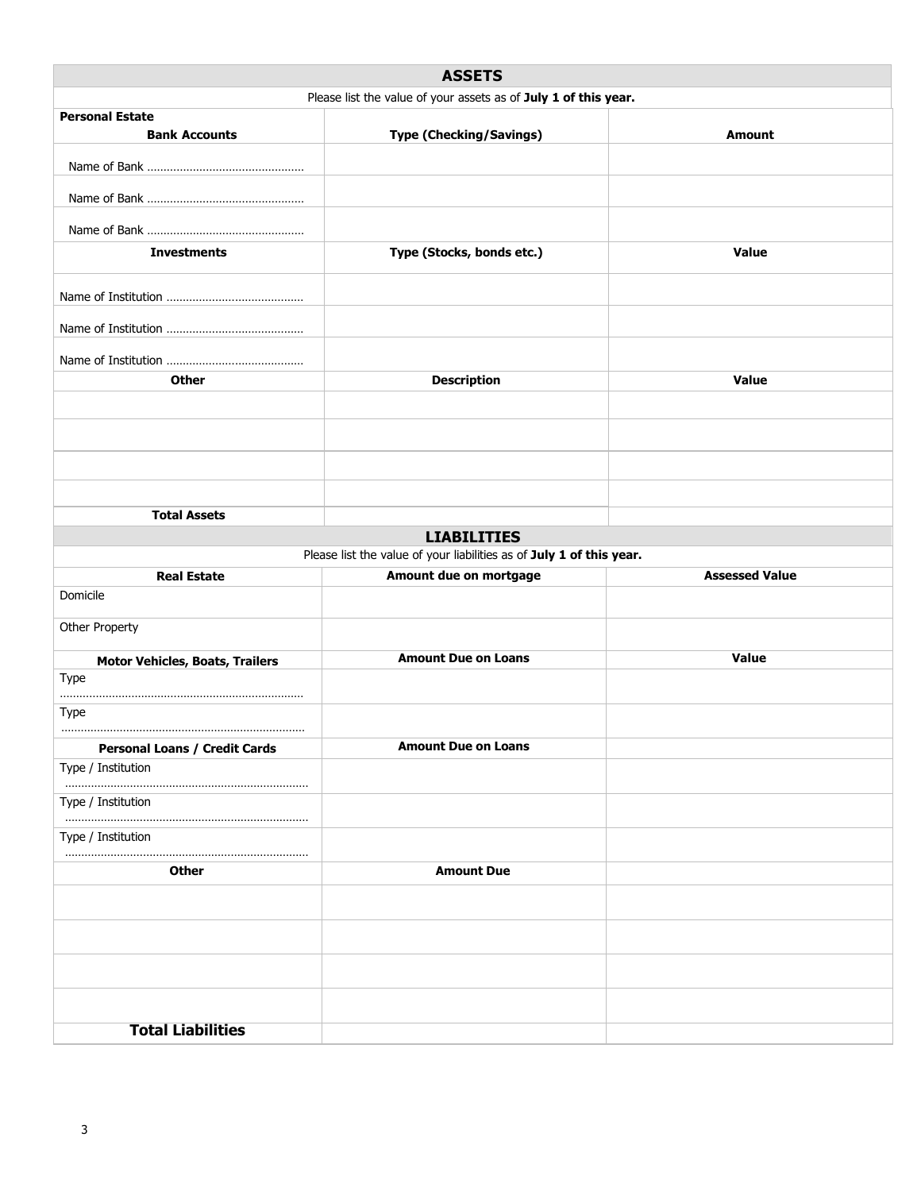## ASSETS

Please list the value of your assets as of **July 1 of this year.**

| **Personal Estate**<br>**Bank Accounts** | **Type (Checking/Savings)** | **Amount** |
|---|---|---|
| Name of Bank ............................................... | | |
| Name of Bank ............................................... | | |
| Name of Bank ............................................... | | |
| **Investments** | **Type (Stocks, bonds etc.)** | **Value** |
| Name of Institution .......................................... | | |
| Name of Institution .......................................... | | |
| Name of Institution .......................................... | | |
| **Other** | **Description** | **Value** |
| | | |
| | | |
| | | |
| | | |
| **Total Assets** | | |

## LIABILITIES

Please list the value of your liabilities as of **July 1 of this year.**

| **Real Estate** | **Amount due on mortgage** | **Assessed Value** |
|---|---|---|
| Domicile | | |
| Other Property | | |
| **Motor Vehicles, Boats, Trailers** | **Amount Due on Loans** | **Value** |
| Type .......................................................................... | | |
| Type .......................................................................... | | |
| **Personal Loans / Credit Cards** | **Amount Due on Loans** | |
| Type / Institution .......................................................................... | | |
| Type / Institution .......................................................................... | | |
| Type / Institution .......................................................................... | | |
| **Other** | **Amount Due** | |
| | | |
| | | |
| | | |
| | | |
| **Total Liabilities** | | |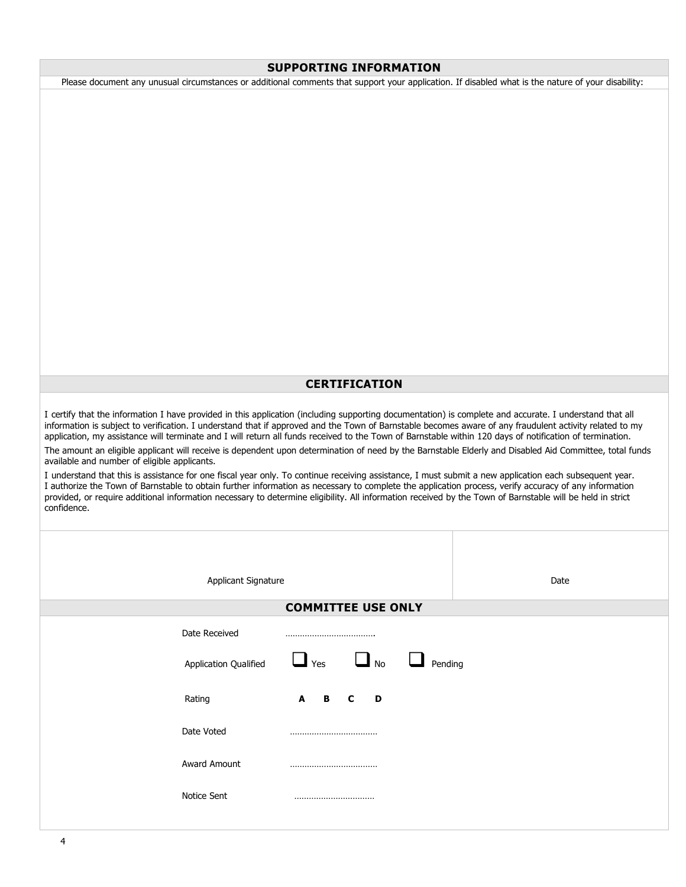## SUPPORTING INFORMATION

Please document any unusual circumstances or additional comments that support your application. If disabled what is the nature of your disability:

## CERTIFICATION

I certify that the information I have provided in this application (including supporting documentation) is complete and accurate. I understand that all information is subject to verification. I understand that if approved and the Town of Barnstable becomes aware of any fraudulent activity related to my application, my assistance will terminate and I will return all funds received to the Town of Barnstable within 120 days of notification of termination.

The amount an eligible applicant will receive is dependent upon determination of need by the Barnstable Elderly and Disabled Aid Committee, total funds available and number of eligible applicants.

I understand that this is assistance for one fiscal year only. To continue receiving assistance, I must submit a new application each subsequent year. I authorize the Town of Barnstable to obtain further information as necessary to complete the application process, verify accuracy of any information provided, or require additional information necessary to determine eligibility. All information received by the Town of Barnstable will be held in strict confidence.

| | |
|---|---|
| Applicant Signature | Date |

## COMMITTEE USE ONLY

Date Received ……………………………….

Application Qualified ☐ Yes ☐ No ☐ Pending

Rating **A B C D**

Date Voted ………………………………

Award Amount ………………………………

Notice Sent ……………………………